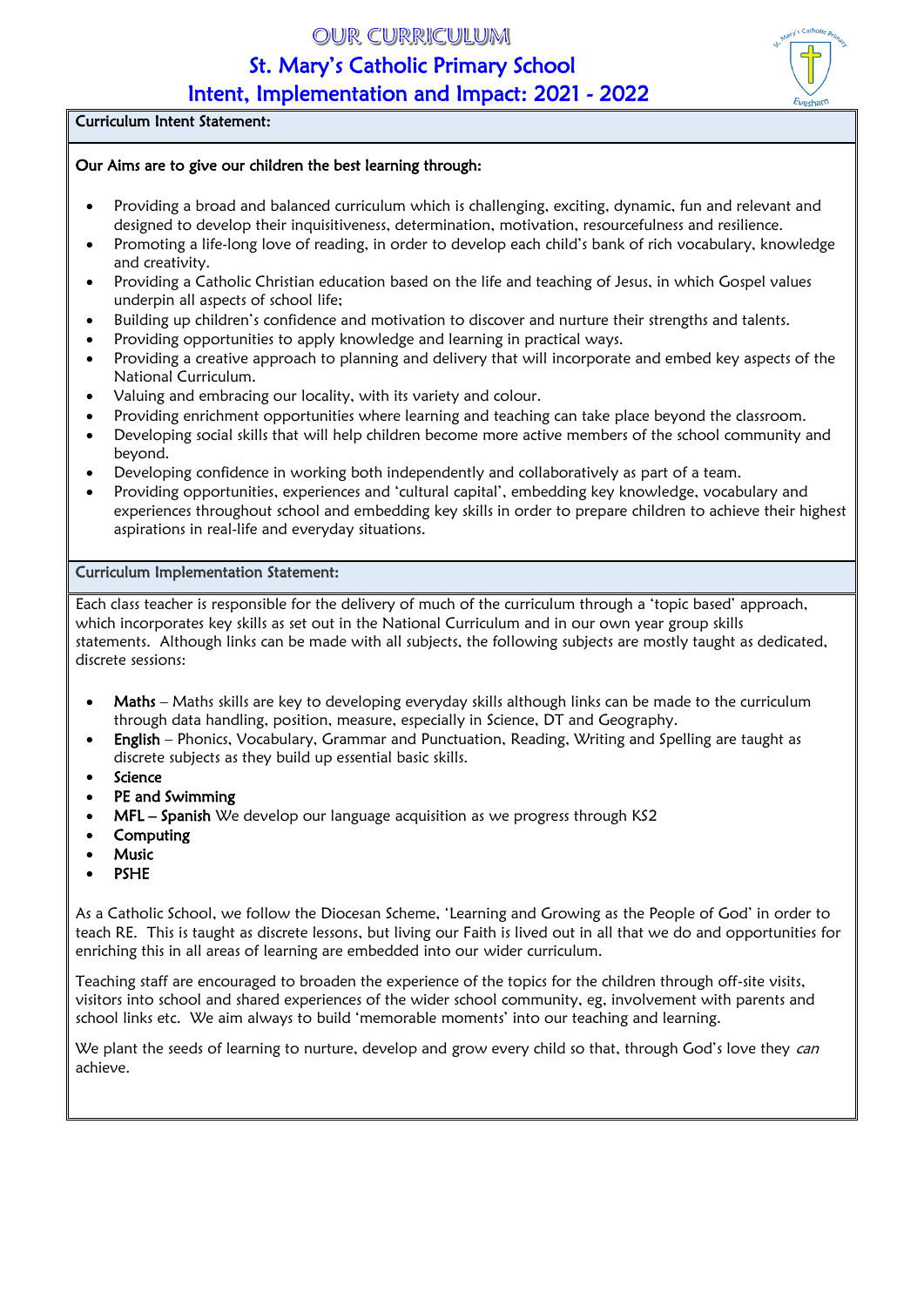# OUR CURRICULUM

## St. Mary's Catholic Primary School

## Intent, Implementation and Impact: 2021 - 2022

### Curriculum Intent Statement:

**Our Aims are to give our children the best learning through:**

- Providing a broad and balanced curriculum which is challenging, exciting, dynamic, fun and relevant and designed to develop their inquisitiveness, determination, motivation, resourcefulness and resilience.
- Promoting a life-long love of reading, in order to develop each child's bank of rich vocabulary, knowledge and creativity.
- Providing a Catholic Christian education based on the life and teaching of Jesus, in which Gospel values underpin all aspects of school life;
- Building up children's confidence and motivation to discover and nurture their strengths and talents.
- Providing opportunities to apply knowledge and learning in practical ways.
- Providing a creative approach to planning and delivery that will incorporate and embed key aspects of the National Curriculum.
- Valuing and embracing our locality, with its variety and colour.
- Providing enrichment opportunities where learning and teaching can take place beyond the classroom.
- Developing social skills that will help children become more active members of the school community and beyond.
- Developing confidence in working both independently and collaboratively as part of a team.
- Providing opportunities, experiences and 'cultural capital', embedding key knowledge, vocabulary and experiences throughout school and embedding key skills in order to prepare children to achieve their highest aspirations in real-life and everyday situations.

### Curriculum Implementation Statement:

Each class teacher is responsible for the delivery of much of the curriculum through a 'topic based' approach, which incorporates key skills as set out in the National Curriculum and in our own year group skills statements. Although links can be made with all subjects, the following subjects are mostly taught as dedicated, discrete sessions:

- **Maths** – Maths skills are key to developing everyday skills although links can be made to the curriculum through data handling, position, measure, especially in Science, DT and Geography.
- **English** – Phonics, Vocabulary, Grammar and Punctuation, Reading, Writing and Spelling are taught as discrete subjects as they build up essential basic skills.
- **Science**
- **PE and Swimming**
- **MFL – Spanish** We develop our language acquisition as we progress through KS2
- **Computing**
- **Music**
- **PSHE**

As a Catholic School, we follow the Diocesan Scheme, 'Learning and Growing as the People of God' in order to teach RE. This is taught as discrete lessons, but living our Faith is lived out in all that we do and opportunities for enriching this in all areas of learning are embedded into our wider curriculum.

Teaching staff are encouraged to broaden the experience of the topics for the children through off-site visits, visitors into school and shared experiences of the wider school community, eg, involvement with parents and school links etc. We aim always to build 'memorable moments' into our teaching and learning.

We plant the seeds of learning to nurture, develop and grow every child so that, through God's love they *can* achieve.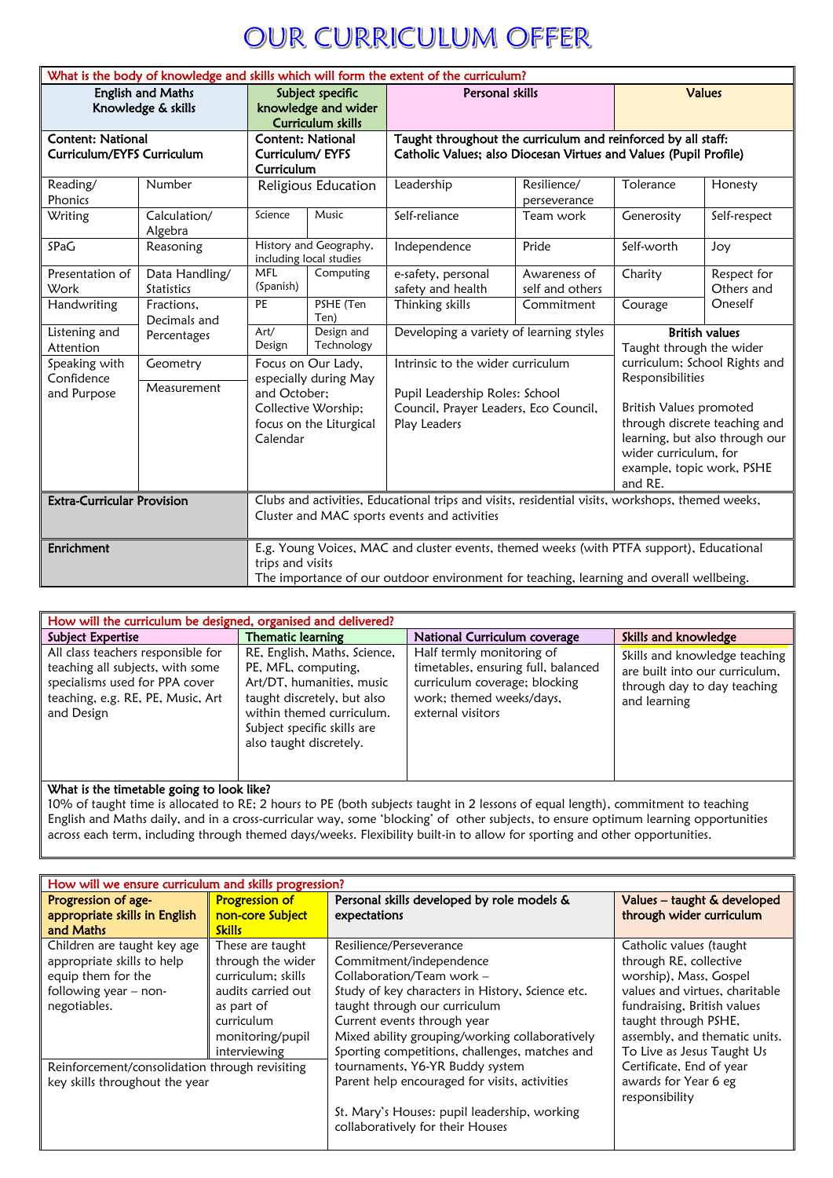# OUR CURRICULUM OFFER

| What is the body of knowledge and skills which will form the extent of the curriculum? | | | | | | | |
|---|---|---|---|---|---|---|---|
| English and Maths Knowledge & skills | | Subject specific knowledge and wider Curriculum skills | | Personal skills | | Values | |
| **Content: National Curriculum/EYFS Curriculum** | | **Content: National Curriculum/ EYFS Curriculum** | | **Taught throughout the curriculum and reinforced by all staff: Catholic Values; also Diocesan Virtues and Values (Pupil Profile)** | | | |
| Reading/ Phonics | Number | Religious Education | | Leadership | Resilience/ perseverance | Tolerance | Honesty |
| Writing | Calculation/ Algebra | Science | Music | Self-reliance | Team work | Generosity | Self-respect |
| SPaG | Reasoning | History and Geography, including local studies | | Independence | Pride | Self-worth | Joy |
| Presentation of Work | Data Handling/ Statistics | MFL (Spanish) | Computing | e-safety, personal safety and health | Awareness of self and others | Charity | Respect for Others and Oneself |
| Handwriting | Fractions, Decimals and Percentages | PE | PSHE (Ten Ten) | Thinking skills | Commitment | Courage | |
| Listening and Attention | | Art/ Design | Design and Technology | Developing a variety of learning styles | | **British values** Taught through the wider curriculum; School Rights and Responsibilities<br><br>British Values promoted through discrete teaching and learning, but also through our wider curriculum, for example, topic work, PSHE and RE. | |
| Speaking with Confidence and Purpose | Geometry<br><br>Measurement | Focus on Our Lady, especially during May and October; Collective Worship; focus on the Liturgical Calendar | | Intrinsic to the wider curriculum<br><br>Pupil Leadership Roles: School Council, Prayer Leaders, Eco Council, Play Leaders | | | |
| **Extra-Curricular Provision** | | Clubs and activities, Educational trips and visits, residential visits, workshops, themed weeks, Cluster and MAC sports events and activities | | | | | |
| **Enrichment** | | E.g. Young Voices, MAC and cluster events, themed weeks (with PTFA support), Educational trips and visits<br>The importance of our outdoor environment for teaching, learning and overall wellbeing. | | | | | |

| How will the curriculum be designed, organised and delivered? | | | |
|---|---|---|---|
| Subject Expertise | Thematic learning | National Curriculum coverage | Skills and knowledge |
| All class teachers responsible for teaching all subjects, with some specialisms used for PPA cover teaching, e.g. RE, PE, Music, Art and Design | RE, English, Maths, Science, PE, MFL, computing, Art/DT, humanities, music taught discretely, but also within themed curriculum. Subject specific skills are also taught discretely. | Half termly monitoring of timetables, ensuring full, balanced curriculum coverage; blocking work; themed weeks/days, external visitors | Skills and knowledge teaching are built into our curriculum, through day to day teaching and learning |

**What is the timetable going to look like?**
10% of taught time is allocated to RE; 2 hours to PE (both subjects taught in 2 lessons of equal length), commitment to teaching English and Maths daily, and in a cross-curricular way, some 'blocking' of other subjects, to ensure optimum learning opportunities across each term, including through themed days/weeks. Flexibility built-in to allow for sporting and other opportunities.

| How will we ensure curriculum and skills progression? | | | |
|---|---|---|---|
| Progression of age-appropriate skills in English and Maths | Progression of non-core Subject Skills | Personal skills developed by role models & expectations | Values – taught & developed through wider curriculum |
| Children are taught key age appropriate skills to help equip them for the following year – non-negotiables. | These are taught through the wider curriculum; skills audits carried out as part of curriculum monitoring/pupil interviewing | Resilience/Perseverance<br>Commitment/independence<br>Collaboration/Team work –<br>Study of key characters in History, Science etc. taught through our curriculum<br>Current events through year<br>Mixed ability grouping/working collaboratively<br>Sporting competitions, challenges, matches and tournaments, Y6-YR Buddy system<br>Parent help encouraged for visits, activities<br><br>St. Mary's Houses: pupil leadership, working collaboratively for their Houses | Catholic values (taught through RE, collective worship), Mass, Gospel values and virtues, charitable fundraising, British values taught through PSHE, assembly, and thematic units. To Live as Jesus Taught Us Certificate, End of year awards for Year 6 eg responsibility |
| Reinforcement/consolidation through revisiting key skills throughout the year | | | |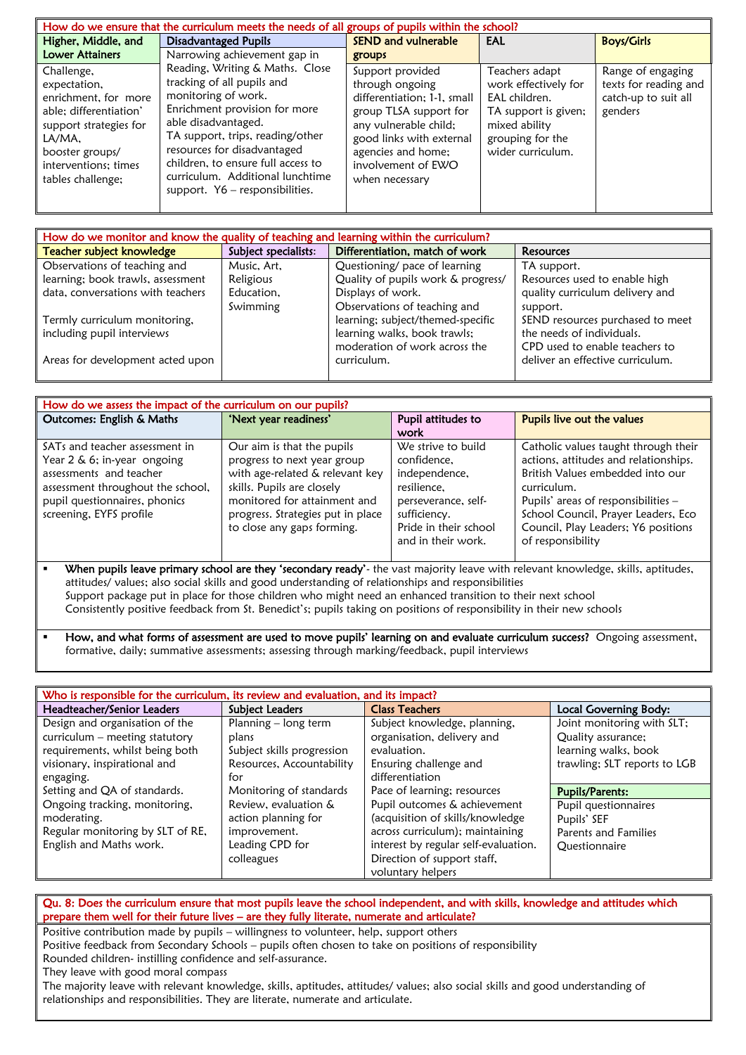| How do we ensure that the curriculum meets the needs of all groups of pupils within the school? | | | | |
|---|---|---|---|---|
| **Higher, Middle, and Lower Attainers** | **Disadvantaged Pupils** | **SEND and vulnerable groups** | **EAL** | **Boys/Girls** |
| Challenge, expectation, enrichment, for more able; differentiation' support strategies for LA/MA, booster groups/ interventions; times tables challenge; | Narrowing achievement gap in Reading, Writing & Maths. Close tracking of all pupils and monitoring of work. Enrichment provision for more able disadvantaged. TA support, trips, reading/other resources for disadvantaged children, to ensure full access to curriculum. Additional lunchtime support. Y6 – responsibilities. | Support provided through ongoing differentiation; 1-1, small group TLSA support for any vulnerable child; good links with external agencies and home; involvement of EWO when necessary | Teachers adapt work effectively for EAL children. TA support is given; mixed ability grouping for the wider curriculum. | Range of engaging texts for reading and catch-up to suit all genders |

| How do we monitor and know the quality of teaching and learning within the curriculum? | | | |
|---|---|---|---|
| **Teacher subject knowledge** | **Subject specialists:** | **Differentiation, match of work** | **Resources** |
| Observations of teaching and learning; book trawls, assessment data, conversations with teachers<br><br>Termly curriculum monitoring, including pupil interviews<br><br>Areas for development acted upon | Music, Art, Religious Education, Swimming | Questioning/ pace of learning<br>Quality of pupils work & progress/ Displays of work.<br>Observations of teaching and learning; subject/themed-specific learning walks, book trawls; moderation of work across the curriculum. | TA support.<br>Resources used to enable high quality curriculum delivery and support.<br>SEND resources purchased to meet the needs of individuals.<br>CPD used to enable teachers to deliver an effective curriculum. |

| How do we assess the impact of the curriculum on our pupils? | | | |
|---|---|---|---|
| **Outcomes: English & Maths** | **'Next year readiness'** | **Pupil attitudes to work** | **Pupils live out the values** |
| SATs and teacher assessment in Year 2 & 6; in-year ongoing assessments and teacher assessment throughout the school, pupil questionnaires, phonics screening, EYFS profile | Our aim is that the pupils progress to next year group with age-related & relevant key skills. Pupils are closely monitored for attainment and progress. Strategies put in place to close any gaps forming. | We strive to build confidence, independence, resilience, perseverance, self-sufficiency.<br>Pride in their school and in their work. | Catholic values taught through their actions, attitudes and relationships.<br>British Values embedded into our curriculum.<br>Pupils' areas of responsibilities – School Council, Prayer Leaders, Eco Council, Play Leaders; Y6 positions of responsibility |

- **When pupils leave primary school are they 'secondary ready'**- the vast majority leave with relevant knowledge, skills, aptitudes, attitudes/ values; also social skills and good understanding of relationships and responsibilities
  Support package put in place for those children who might need an enhanced transition to their next school
  Consistently positive feedback from St. Benedict's; pupils taking on positions of responsibility in their new schools
- **How, and what forms of assessment are used to move pupils' learning on and evaluate curriculum success?** Ongoing assessment, formative, daily; summative assessments; assessing through marking/feedback, pupil interviews

| Who is responsible for the curriculum, its review and evaluation, and its impact? | | | |
|---|---|---|---|
| **Headteacher/Senior Leaders** | **Subject Leaders** | **Class Teachers** | **Local Governing Body:** |
| Design and organisation of the curriculum – meeting statutory requirements, whilst being both visionary, inspirational and engaging.<br>Setting and QA of standards.<br>Ongoing tracking, monitoring, moderating.<br>Regular monitoring by SLT of RE, English and Maths work. | Planning – long term plans<br>Subject skills progression<br>Resources, Accountability for<br>Monitoring of standards<br>Review, evaluation & action planning for improvement.<br>Leading CPD for colleagues | Subject knowledge, planning, organisation, delivery and evaluation.<br>Ensuring challenge and differentiation<br>Pace of learning; resources<br>Pupil outcomes & achievement (acquisition of skills/knowledge across curriculum); maintaining interest by regular self-evaluation.<br>Direction of support staff, voluntary helpers | Joint monitoring with SLT; Quality assurance; learning walks, book trawling; SLT reports to LGB<br><br>**Pupils/Parents:**<br>Pupil questionnaires<br>Pupils' SEF<br>Parents and Families Questionnaire |

| Qu. 8: Does the curriculum ensure that most pupils leave the school independent, and with skills, knowledge and attitudes which prepare them well for their future lives – are they fully literate, numerate and articulate? |
|---|
| Positive contribution made by pupils – willingness to volunteer, help, support others<br>Positive feedback from Secondary Schools – pupils often chosen to take on positions of responsibility<br>Rounded children- instilling confidence and self-assurance.<br>They leave with good moral compass<br>The majority leave with relevant knowledge, skills, aptitudes, attitudes/ values; also social skills and good understanding of relationships and responsibilities. They are literate, numerate and articulate. |